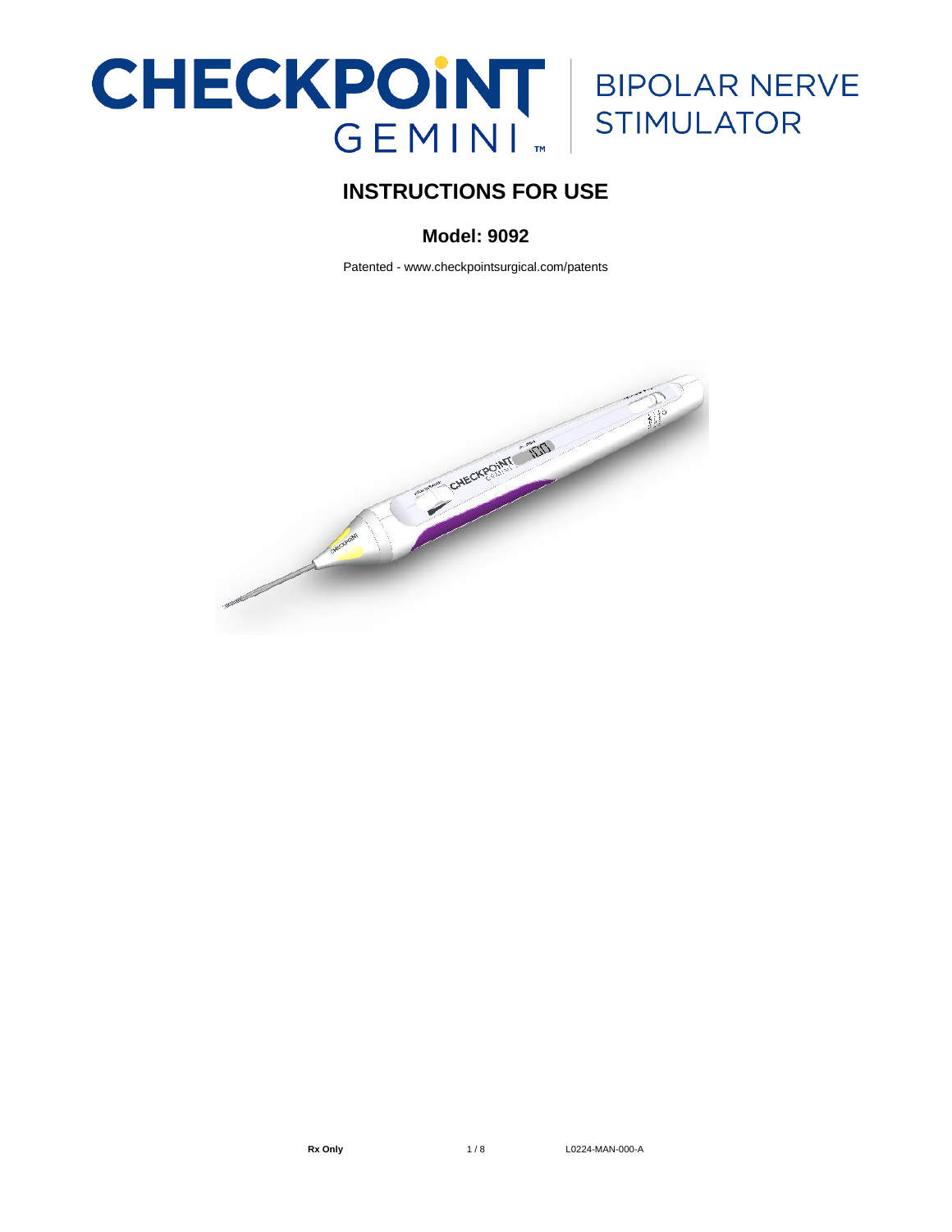# CHECKPOINT GEMINI™ | BIPOLAR NERVE STIMULATOR

## INSTRUCTIONS FOR USE

### Model: 9092

Patented - www.checkpointsurgical.com/patents

**Rx Only**

L0224-MAN-000-A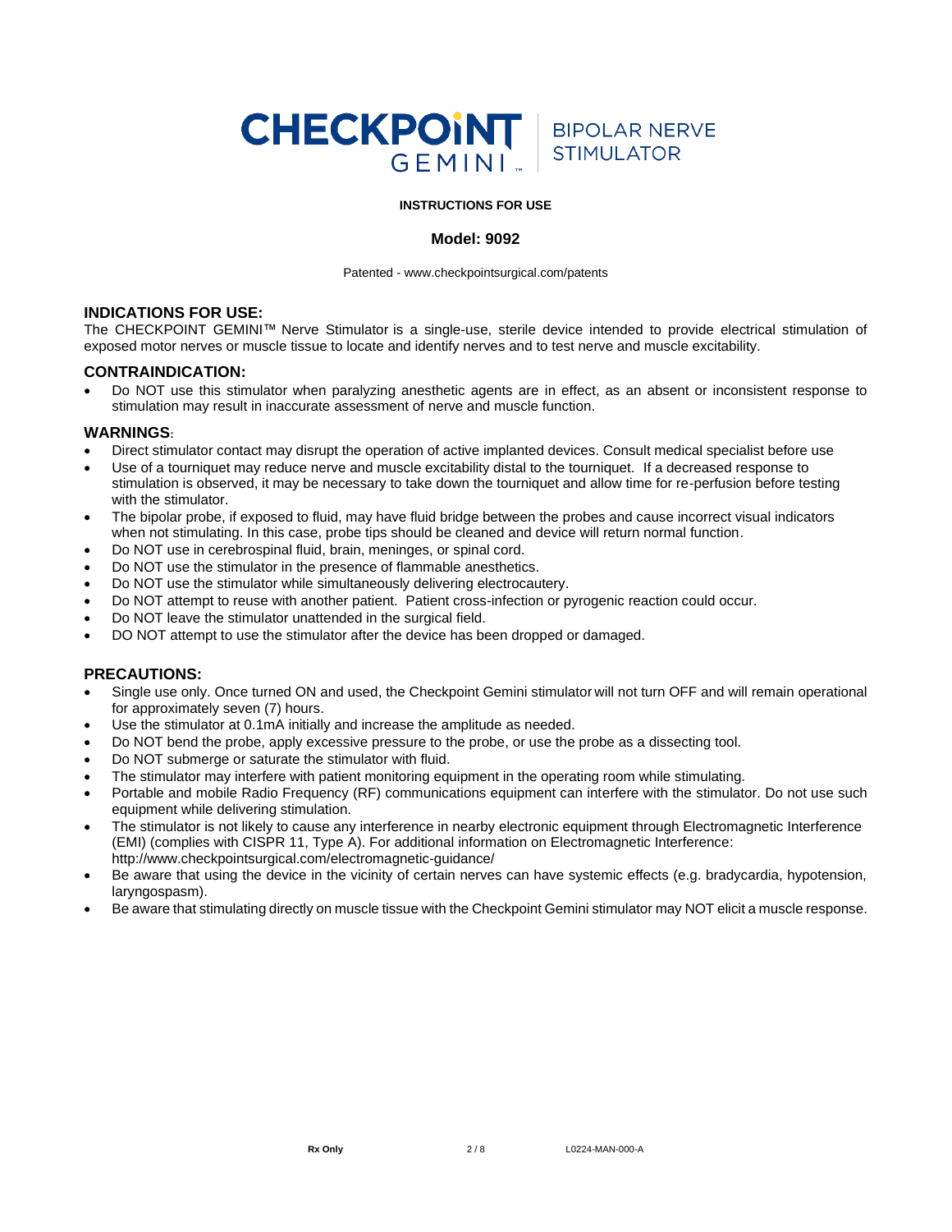# CHECKPOINT GEMINI™ | BIPOLAR NERVE STIMULATOR

**INSTRUCTIONS FOR USE**

**Model: 9092**

Patented - www.checkpointsurgical.com/patents

## INDICATIONS FOR USE:

The CHECKPOINT GEMINI™ Nerve Stimulator is a single-use, sterile device intended to provide electrical stimulation of exposed motor nerves or muscle tissue to locate and identify nerves and to test nerve and muscle excitability.

## CONTRAINDICATION:

- Do NOT use this stimulator when paralyzing anesthetic agents are in effect, as an absent or inconsistent response to stimulation may result in inaccurate assessment of nerve and muscle function.

## WARNINGS:

- Direct stimulator contact may disrupt the operation of active implanted devices. Consult medical specialist before use
- Use of a tourniquet may reduce nerve and muscle excitability distal to the tourniquet. If a decreased response to stimulation is observed, it may be necessary to take down the tourniquet and allow time for re-perfusion before testing with the stimulator.
- The bipolar probe, if exposed to fluid, may have fluid bridge between the probes and cause incorrect visual indicators when not stimulating. In this case, probe tips should be cleaned and device will return normal function.
- Do NOT use in cerebrospinal fluid, brain, meninges, or spinal cord.
- Do NOT use the stimulator in the presence of flammable anesthetics.
- Do NOT use the stimulator while simultaneously delivering electrocautery.
- Do NOT attempt to reuse with another patient. Patient cross-infection or pyrogenic reaction could occur.
- Do NOT leave the stimulator unattended in the surgical field.
- DO NOT attempt to use the stimulator after the device has been dropped or damaged.

## PRECAUTIONS:

- Single use only. Once turned ON and used, the Checkpoint Gemini stimulator will not turn OFF and will remain operational for approximately seven (7) hours.
- Use the stimulator at 0.1mA initially and increase the amplitude as needed.
- Do NOT bend the probe, apply excessive pressure to the probe, or use the probe as a dissecting tool.
- Do NOT submerge or saturate the stimulator with fluid.
- The stimulator may interfere with patient monitoring equipment in the operating room while stimulating.
- Portable and mobile Radio Frequency (RF) communications equipment can interfere with the stimulator. Do not use such equipment while delivering stimulation.
- The stimulator is not likely to cause any interference in nearby electronic equipment through Electromagnetic Interference (EMI) (complies with CISPR 11, Type A). For additional information on Electromagnetic Interference: http://www.checkpointsurgical.com/electromagnetic-guidance/
- Be aware that using the device in the vicinity of certain nerves can have systemic effects (e.g. bradycardia, hypotension, laryngospasm).
- Be aware that stimulating directly on muscle tissue with the Checkpoint Gemini stimulator may NOT elicit a muscle response.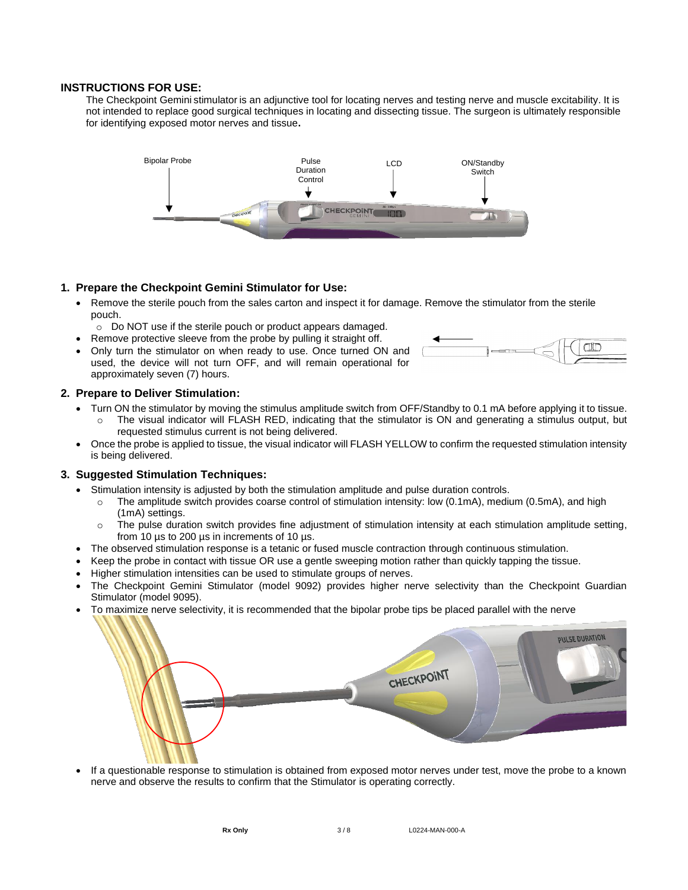## INSTRUCTIONS FOR USE:

The Checkpoint Gemini stimulator is an adjunctive tool for locating nerves and testing nerve and muscle excitability. It is not intended to replace good surgical techniques in locating and dissecting tissue. The surgeon is ultimately responsible for identifying exposed motor nerves and tissue**.**

Bipolar Probe

Pulse Duration Control

LCD

ON/Standby Switch

### 1. Prepare the Checkpoint Gemini Stimulator for Use:

- Remove the sterile pouch from the sales carton and inspect it for damage. Remove the stimulator from the sterile pouch.
  - Do NOT use if the sterile pouch or product appears damaged.
- Remove protective sleeve from the probe by pulling it straight off.
- Only turn the stimulator on when ready to use. Once turned ON and used, the device will not turn OFF, and will remain operational for approximately seven (7) hours.

### 2. Prepare to Deliver Stimulation:

- Turn ON the stimulator by moving the stimulus amplitude switch from OFF/Standby to 0.1 mA before applying it to tissue.
  - The visual indicator will FLASH RED, indicating that the stimulator is ON and generating a stimulus output, but requested stimulus current is not being delivered.
- Once the probe is applied to tissue, the visual indicator will FLASH YELLOW to confirm the requested stimulation intensity is being delivered.

### 3. Suggested Stimulation Techniques:

- Stimulation intensity is adjusted by both the stimulation amplitude and pulse duration controls.
  - The amplitude switch provides coarse control of stimulation intensity: low (0.1mA), medium (0.5mA), and high (1mA) settings.
  - The pulse duration switch provides fine adjustment of stimulation intensity at each stimulation amplitude setting, from 10 µs to 200 µs in increments of 10 µs.
- The observed stimulation response is a tetanic or fused muscle contraction through continuous stimulation.
- Keep the probe in contact with tissue OR use a gentle sweeping motion rather than quickly tapping the tissue.
- Higher stimulation intensities can be used to stimulate groups of nerves.
- The Checkpoint Gemini Stimulator (model 9092) provides higher nerve selectivity than the Checkpoint Guardian Stimulator (model 9095).
- To maximize nerve selectivity, it is recommended that the bipolar probe tips be placed parallel with the nerve
- If a questionable response to stimulation is obtained from exposed motor nerves under test, move the probe to a known nerve and observe the results to confirm that the Stimulator is operating correctly.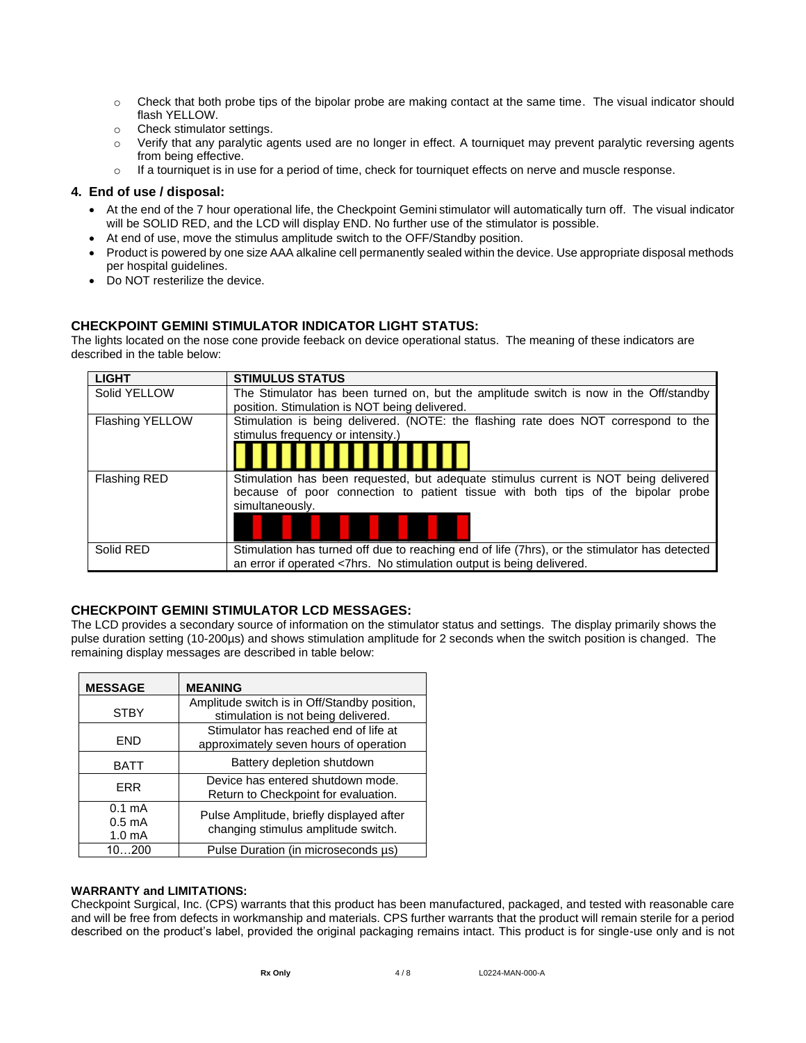- Check that both probe tips of the bipolar probe are making contact at the same time. The visual indicator should flash YELLOW.
- Check stimulator settings.
- Verify that any paralytic agents used are no longer in effect. A tourniquet may prevent paralytic reversing agents from being effective.
- If a tourniquet is in use for a period of time, check for tourniquet effects on nerve and muscle response.

### 4. End of use / disposal:

- At the end of the 7 hour operational life, the Checkpoint Gemini stimulator will automatically turn off. The visual indicator will be SOLID RED, and the LCD will display END. No further use of the stimulator is possible.
- At end of use, move the stimulus amplitude switch to the OFF/Standby position.
- Product is powered by one size AAA alkaline cell permanently sealed within the device. Use appropriate disposal methods per hospital guidelines.
- Do NOT resterilize the device.

### CHECKPOINT GEMINI STIMULATOR INDICATOR LIGHT STATUS:

The lights located on the nose cone provide feeback on device operational status. The meaning of these indicators are described in the table below:

| LIGHT | STIMULUS STATUS |
|---|---|
| Solid YELLOW | The Stimulator has been turned on, but the amplitude switch is now in the Off/standby position. Stimulation is NOT being delivered. |
| Flashing YELLOW | Stimulation is being delivered. (NOTE: the flashing rate does NOT correspond to the stimulus frequency or intensity.) |
| Flashing RED | Stimulation has been requested, but adequate stimulus current is NOT being delivered because of poor connection to patient tissue with both tips of the bipolar probe simultaneously. |
| Solid RED | Stimulation has turned off due to reaching end of life (7hrs), or the stimulator has detected an error if operated <7hrs. No stimulation output is being delivered. |

### CHECKPOINT GEMINI STIMULATOR LCD MESSAGES:

The LCD provides a secondary source of information on the stimulator status and settings. The display primarily shows the pulse duration setting (10-200µs) and shows stimulation amplitude for 2 seconds when the switch position is changed. The remaining display messages are described in table below:

| MESSAGE | MEANING |
|---|---|
| STBY | Amplitude switch is in Off/Standby position, stimulation is not being delivered. |
| END | Stimulator has reached end of life at approximately seven hours of operation |
| BATT | Battery depletion shutdown |
| ERR | Device has entered shutdown mode. Return to Checkpoint for evaluation. |
| 0.1 mA<br>0.5 mA<br>1.0 mA | Pulse Amplitude, briefly displayed after changing stimulus amplitude switch. |
| 10…200 | Pulse Duration (in microseconds µs) |

**WARRANTY and LIMITATIONS:**

Checkpoint Surgical, Inc. (CPS) warrants that this product has been manufactured, packaged, and tested with reasonable care and will be free from defects in workmanship and materials. CPS further warrants that the product will remain sterile for a period described on the product's label, provided the original packaging remains intact. This product is for single-use only and is not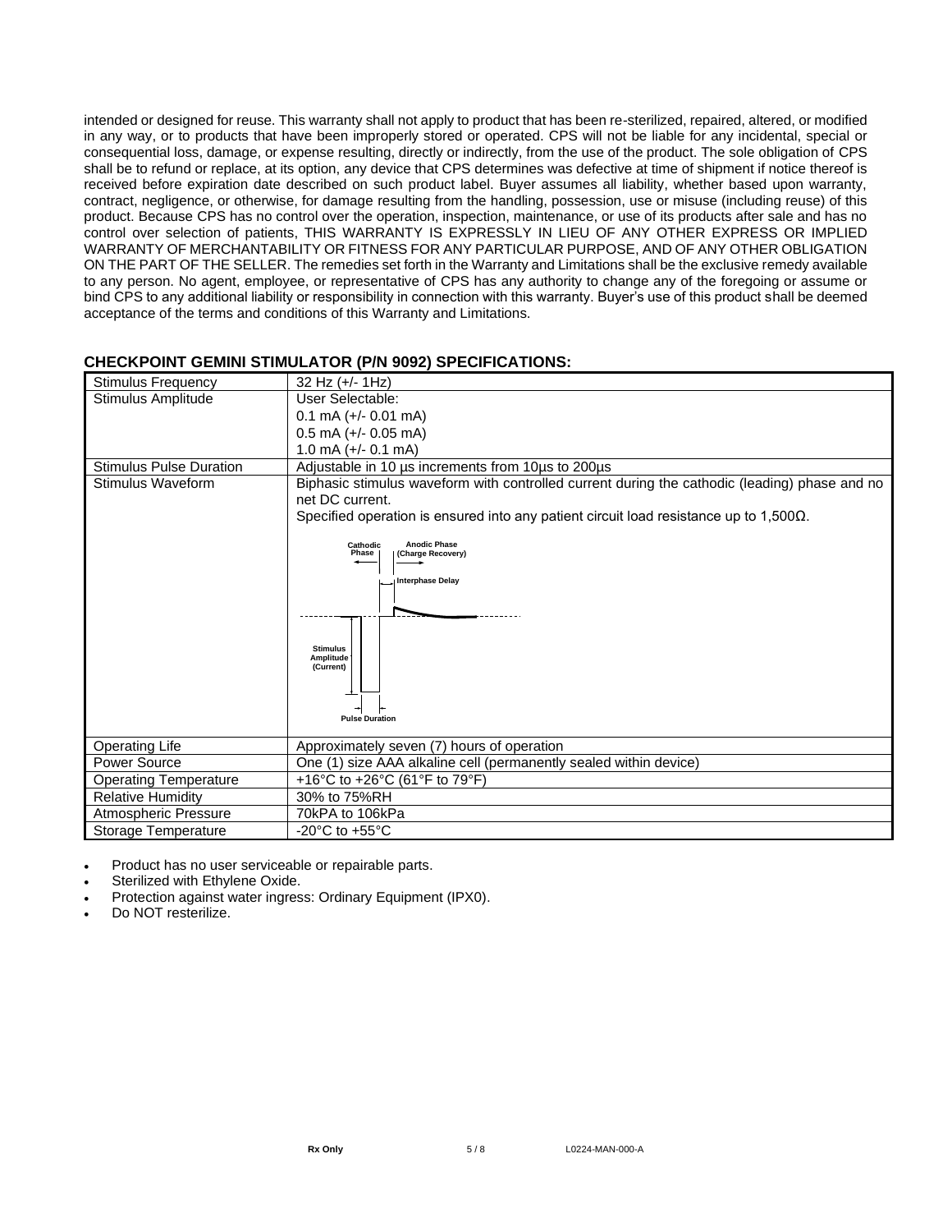intended or designed for reuse. This warranty shall not apply to product that has been re-sterilized, repaired, altered, or modified in any way, or to products that have been improperly stored or operated. CPS will not be liable for any incidental, special or consequential loss, damage, or expense resulting, directly or indirectly, from the use of the product. The sole obligation of CPS shall be to refund or replace, at its option, any device that CPS determines was defective at time of shipment if notice thereof is received before expiration date described on such product label. Buyer assumes all liability, whether based upon warranty, contract, negligence, or otherwise, for damage resulting from the handling, possession, use or misuse (including reuse) of this product. Because CPS has no control over the operation, inspection, maintenance, or use of its products after sale and has no control over selection of patients, THIS WARRANTY IS EXPRESSLY IN LIEU OF ANY OTHER EXPRESS OR IMPLIED WARRANTY OF MERCHANTABILITY OR FITNESS FOR ANY PARTICULAR PURPOSE, AND OF ANY OTHER OBLIGATION ON THE PART OF THE SELLER. The remedies set forth in the Warranty and Limitations shall be the exclusive remedy available to any person. No agent, employee, or representative of CPS has any authority to change any of the foregoing or assume or bind CPS to any additional liability or responsibility in connection with this warranty. Buyer's use of this product shall be deemed acceptance of the terms and conditions of this Warranty and Limitations.

## CHECKPOINT GEMINI STIMULATOR (P/N 9092) SPECIFICATIONS:

| | |
|---|---|
| Stimulus Frequency | 32 Hz (+/- 1Hz) |
| Stimulus Amplitude | User Selectable:<br>0.1 mA (+/- 0.01 mA)<br>0.5 mA (+/- 0.05 mA)<br>1.0 mA (+/- 0.1 mA) |
| Stimulus Pulse Duration | Adjustable in 10 µs increments from 10µs to 200µs |
| Stimulus Waveform | Biphasic stimulus waveform with controlled current during the cathodic (leading) phase and no net DC current.<br>Specified operation is ensured into any patient circuit load resistance up to 1,500Ω.<br>Cathodic Phase; Anodic Phase (Charge Recovery); Interphase Delay; Stimulus Amplitude (Current); Pulse Duration |
| Operating Life | Approximately seven (7) hours of operation |
| Power Source | One (1) size AAA alkaline cell (permanently sealed within device) |
| Operating Temperature | +16°C to +26°C (61°F to 79°F) |
| Relative Humidity | 30% to 75%RH |
| Atmospheric Pressure | 70kPA to 106kPa |
| Storage Temperature | -20°C to +55°C |

- Product has no user serviceable or repairable parts.
- Sterilized with Ethylene Oxide.
- Protection against water ingress: Ordinary Equipment (IPX0).
- Do NOT resterilize.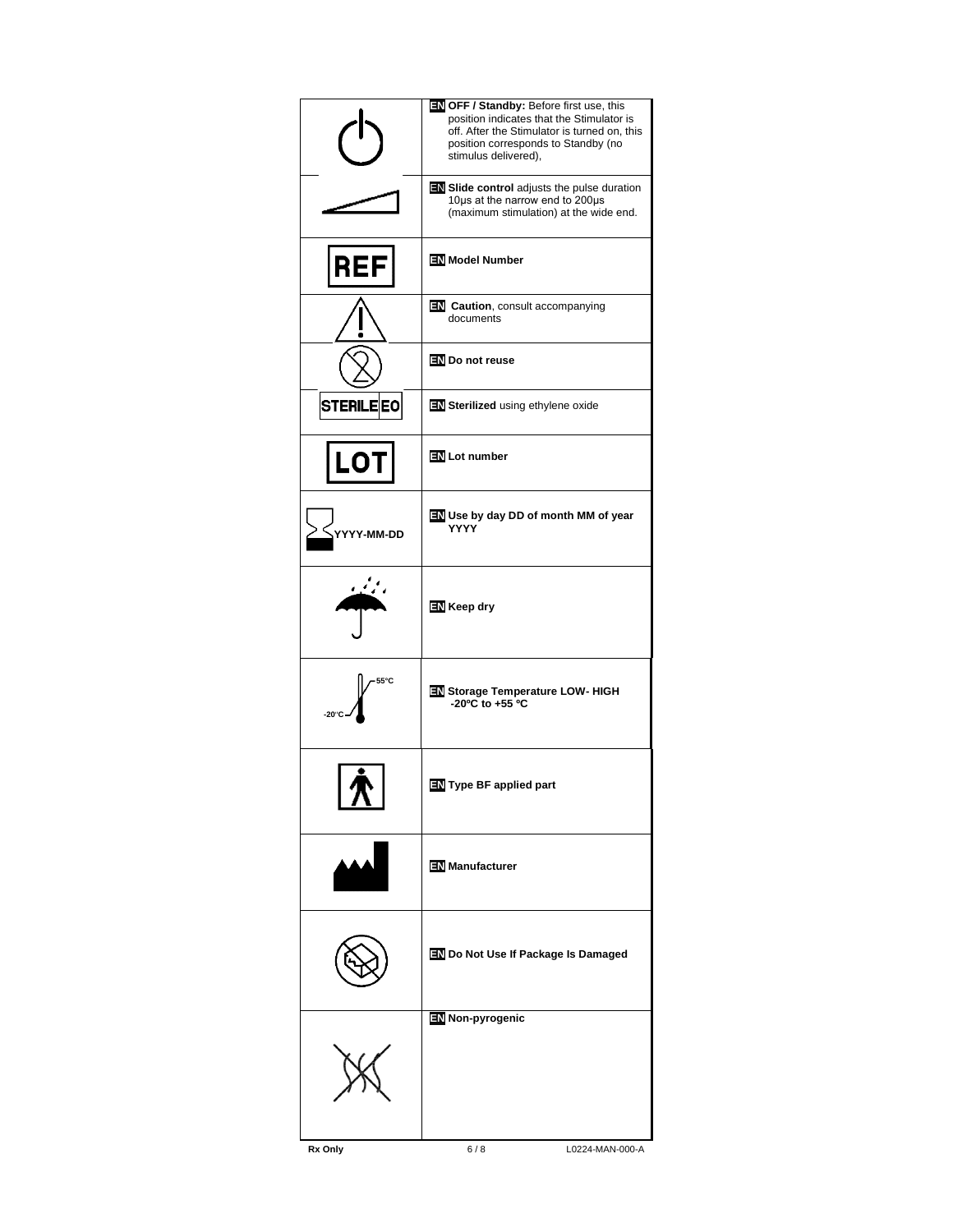| Symbol | Description |
|---|---|
| | **EN** **OFF / Standby:** Before first use, this position indicates that the Stimulator is off. After the Stimulator is turned on, this position corresponds to Standby (no stimulus delivered), |
| | **EN** **Slide control** adjusts the pulse duration 10µs at the narrow end to 200µs (maximum stimulation) at the wide end. |
| REF | **EN** **Model Number** |
| | **EN** **Caution**, consult accompanying documents |
| | **EN** **Do not reuse** |
| STERILE EO | **EN** **Sterilized** using ethylene oxide |
| LOT | **EN** **Lot number** |
| YYYY-MM-DD | **EN** **Use by day DD of month MM of year YYYY** |
| | **EN** **Keep dry** |
| -20°C 55°C | **EN** **Storage Temperature LOW- HIGH -20ºC to +55 ºC** |
| | **EN** **Type BF applied part** |
| | **EN** **Manufacturer** |
| | **EN** **Do Not Use If Package Is Damaged** |
| | **EN** **Non-pyrogenic** |

Rx Only

L0224-MAN-000-A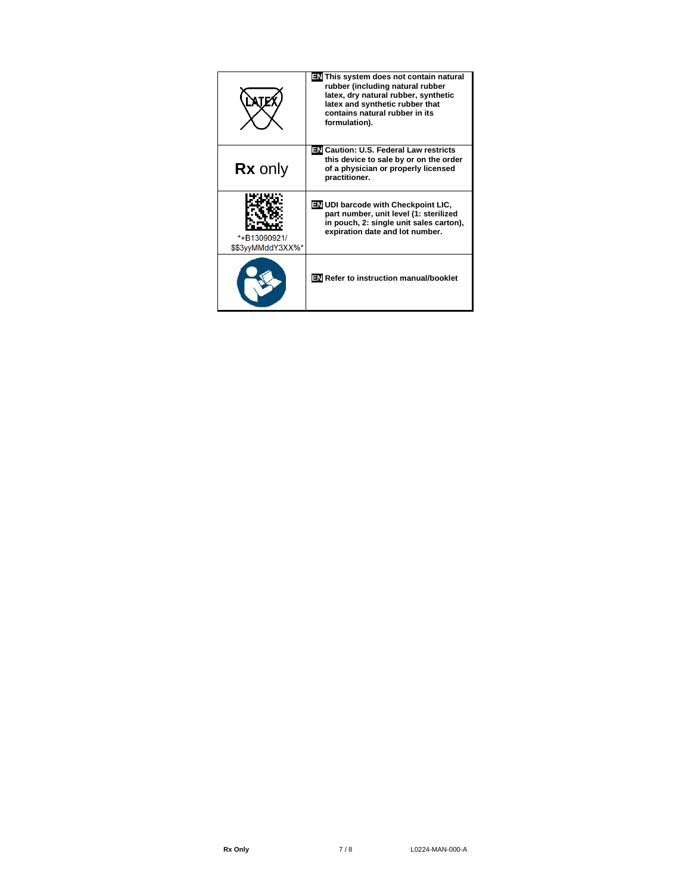| | |
|---|---|
| LATEX | **EN This system does not contain natural rubber (including natural rubber latex, dry natural rubber, synthetic latex and synthetic rubber that contains natural rubber in its formulation).** |
| **Rx** only | **EN Caution: U.S. Federal Law restricts this device to sale by or on the order of a physician or properly licensed practitioner.** |
| *+B13090921/ $$3yyMMddY3XX%* | **EN UDI barcode with Checkpoint LIC, part number, unit level (1: sterilized in pouch, 2: single unit sales carton), expiration date and lot number.** |
| | **EN Refer to instruction manual/booklet** |

**Rx Only** L0224-MAN-000-A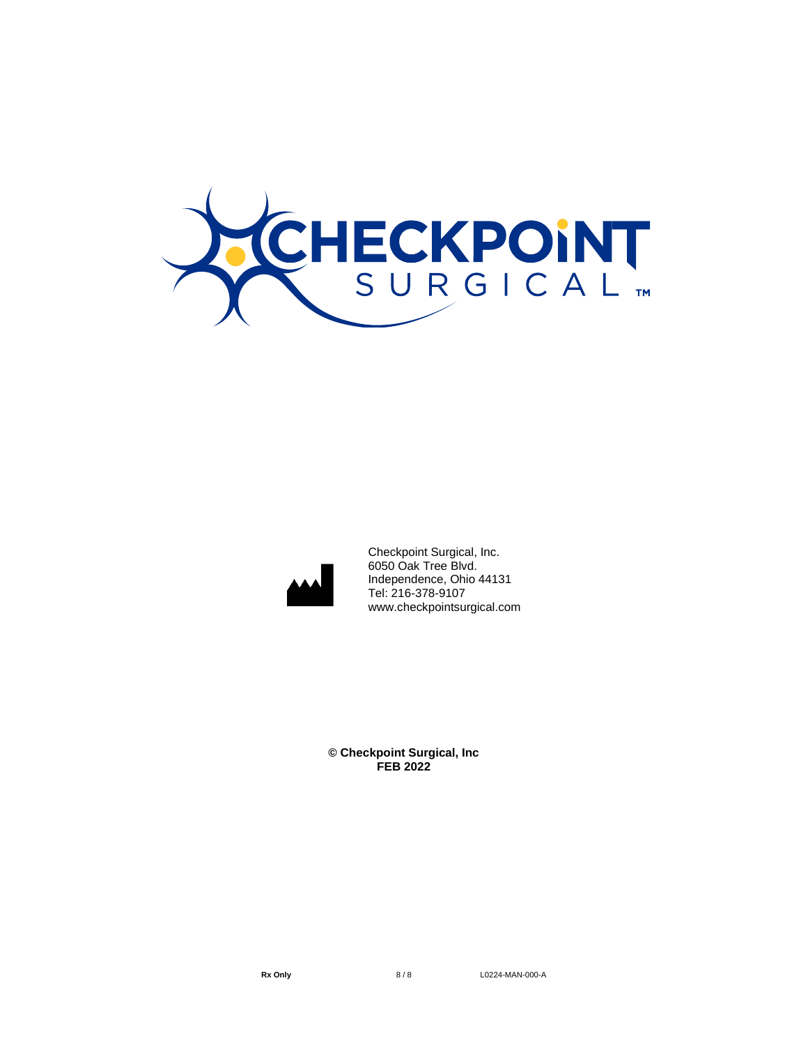CHECKPOINT SURGICAL™

Checkpoint Surgical, Inc.
6050 Oak Tree Blvd.
Independence, Ohio 44131
Tel: 216-378-9107
www.checkpointsurgical.com

**© Checkpoint Surgical, Inc**
**FEB 2022**

**Rx Only** L0224-MAN-000-A